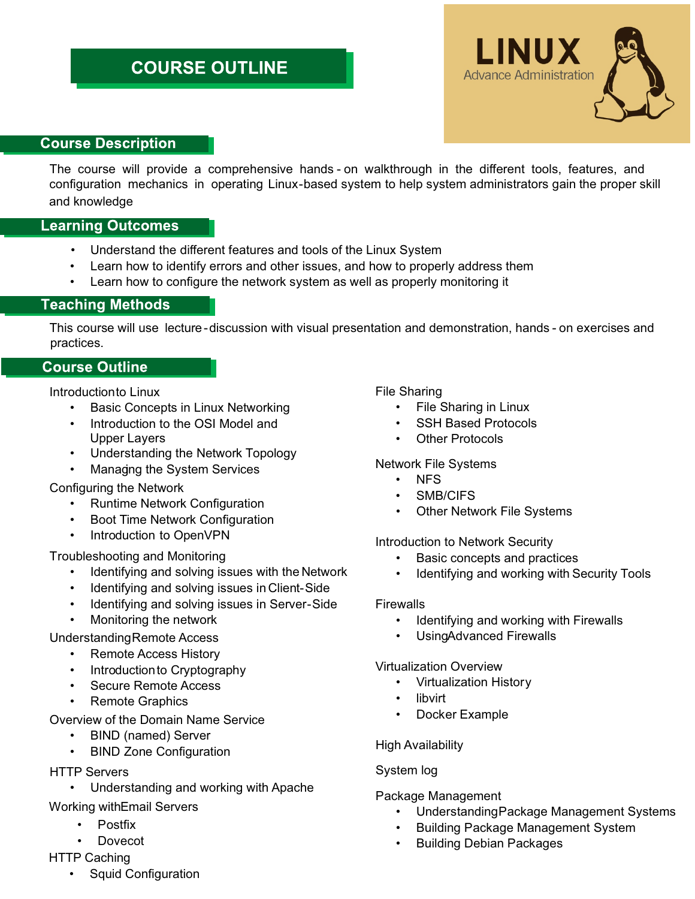# COURSE OUTLINE

**LINUX**
Advance Administration

## Course Description

The course will provide a comprehensive hands-on walkthrough in the different tools, features, and configuration mechanics in operating Linux-based system to help system administrators gain the proper skill and knowledge

## Learning Outcomes

- Understand the different features and tools of the Linux System
- Learn how to identify errors and other issues, and how to properly address them
- Learn how to configure the network system as well as properly monitoring it

## Teaching Methods

This course will use lecture-discussion with visual presentation and demonstration, hands-on exercises and practices.

## Course Outline

Introduction to Linux
- Basic Concepts in Linux Networking
- Introduction to the OSI Model and Upper Layers
- Understanding the Network Topology
- Managing the System Services

Configuring the Network
- Runtime Network Configuration
- Boot Time Network Configuration
- Introduction to OpenVPN

Troubleshooting and Monitoring
- Identifying and solving issues with the Network
- Identifying and solving issues in Client-Side
- Identifying and solving issues in Server-Side
- Monitoring the network

Understanding Remote Access
- Remote Access History
- Introduction to Cryptography
- Secure Remote Access
- Remote Graphics

Overview of the Domain Name Service
- BIND (named) Server
- BIND Zone Configuration

HTTP Servers
- Understanding and working with Apache

Working with Email Servers
- Postfix
- Dovecot

HTTP Caching
- Squid Configuration

File Sharing
- File Sharing in Linux
- SSH Based Protocols
- Other Protocols

Network File Systems
- NFS
- SMB/CIFS
- Other Network File Systems

Introduction to Network Security
- Basic concepts and practices
- Identifying and working with Security Tools

Firewalls
- Identifying and working with Firewalls
- Using Advanced Firewalls

Virtualization Overview
- Virtualization History
- libvirt
- Docker Example

High Availability

System log

Package Management
- Understanding Package Management Systems
- Building Package Management System
- Building Debian Packages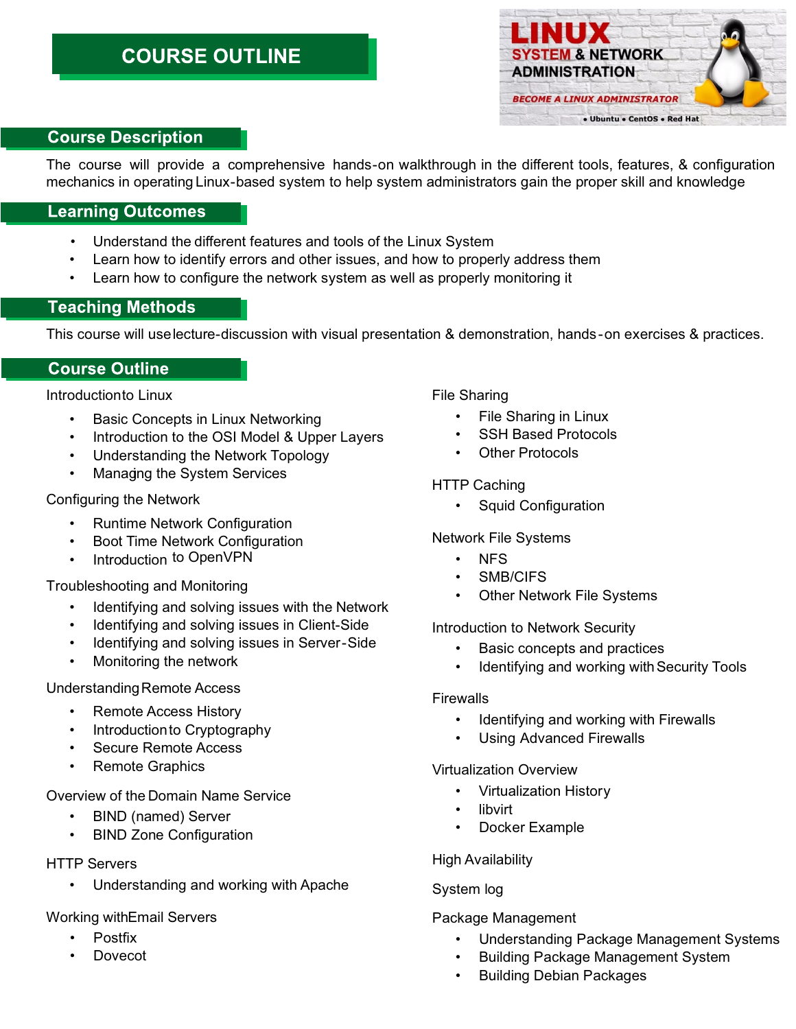# COURSE OUTLINE

## Course Description

The course will provide a comprehensive hands-on walkthrough in the different tools, features, & configuration mechanics in operating Linux-based system to help system administrators gain the proper skill and knowledge

## Learning Outcomes

- Understand the different features and tools of the Linux System
- Learn how to identify errors and other issues, and how to properly address them
- Learn how to configure the network system as well as properly monitoring it

## Teaching Methods

This course will use lecture-discussion with visual presentation & demonstration, hands-on exercises & practices.

## Course Outline

Introduction to Linux

- Basic Concepts in Linux Networking
- Introduction to the OSI Model & Upper Layers
- Understanding the Network Topology
- Managing the System Services

Configuring the Network

- Runtime Network Configuration
- Boot Time Network Configuration
- Introduction to OpenVPN

Troubleshooting and Monitoring

- Identifying and solving issues with the Network
- Identifying and solving issues in Client-Side
- Identifying and solving issues in Server-Side
- Monitoring the network

Understanding Remote Access

- Remote Access History
- Introduction to Cryptography
- Secure Remote Access
- Remote Graphics

Overview of the Domain Name Service

- BIND (named) Server
- BIND Zone Configuration

HTTP Servers

- Understanding and working with Apache

Working with Email Servers

- Postfix
- Dovecot

File Sharing

- File Sharing in Linux
- SSH Based Protocols
- Other Protocols

HTTP Caching

- Squid Configuration

Network File Systems

- NFS
- SMB/CIFS
- Other Network File Systems

Introduction to Network Security

- Basic concepts and practices
- Identifying and working with Security Tools

Firewalls

- Identifying and working with Firewalls
- Using Advanced Firewalls

Virtualization Overview

- Virtualization History
- libvirt
- Docker Example

High Availability

System log

Package Management

- Understanding Package Management Systems
- Building Package Management System
- Building Debian Packages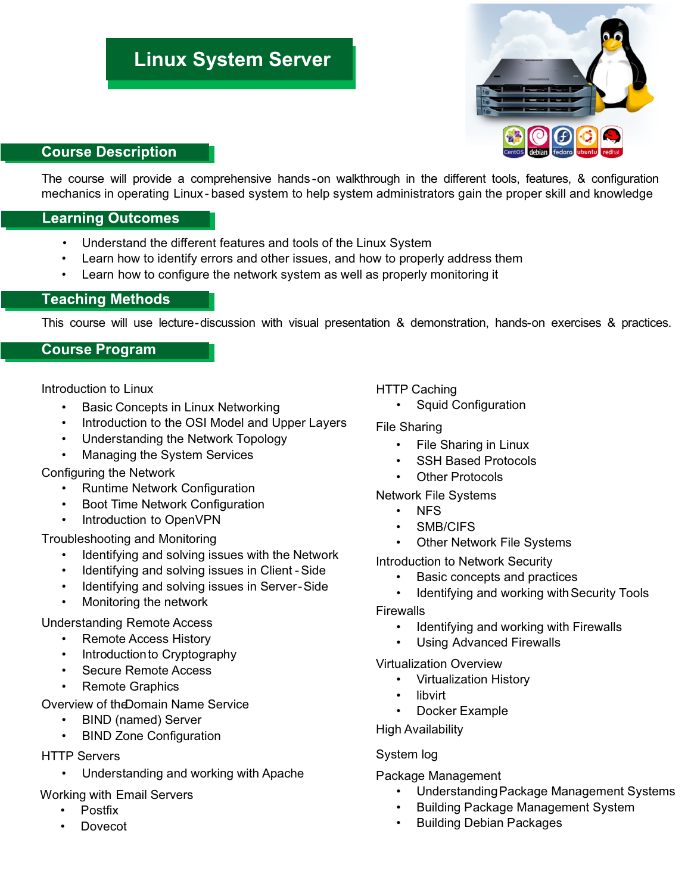# Linux System Server

## Course Description

The course will provide a comprehensive hands-on walkthrough in the different tools, features, & configuration mechanics in operating Linux-based system to help system administrators gain the proper skill and knowledge

## Learning Outcomes

- Understand the different features and tools of the Linux System
- Learn how to identify errors and other issues, and how to properly address them
- Learn how to configure the network system as well as properly monitoring it

## Teaching Methods

This course will use lecture-discussion with visual presentation & demonstration, hands-on exercises & practices.

## Course Program

Introduction to Linux
- Basic Concepts in Linux Networking
- Introduction to the OSI Model and Upper Layers
- Understanding the Network Topology
- Managing the System Services

Configuring the Network
- Runtime Network Configuration
- Boot Time Network Configuration
- Introduction to OpenVPN

Troubleshooting and Monitoring
- Identifying and solving issues with the Network
- Identifying and solving issues in Client-Side
- Identifying and solving issues in Server-Side
- Monitoring the network

Understanding Remote Access
- Remote Access History
- Introduction to Cryptography
- Secure Remote Access
- Remote Graphics

Overview of the Domain Name Service
- BIND (named) Server
- BIND Zone Configuration

HTTP Servers
- Understanding and working with Apache

Working with Email Servers
- Postfix
- Dovecot

HTTP Caching
- Squid Configuration

File Sharing
- File Sharing in Linux
- SSH Based Protocols
- Other Protocols

Network File Systems
- NFS
- SMB/CIFS
- Other Network File Systems

Introduction to Network Security
- Basic concepts and practices
- Identifying and working with Security Tools

Firewalls
- Identifying and working with Firewalls
- Using Advanced Firewalls

Virtualization Overview
- Virtualization History
- libvirt
- Docker Example

High Availability

System log

Package Management
- Understanding Package Management Systems
- Building Package Management System
- Building Debian Packages